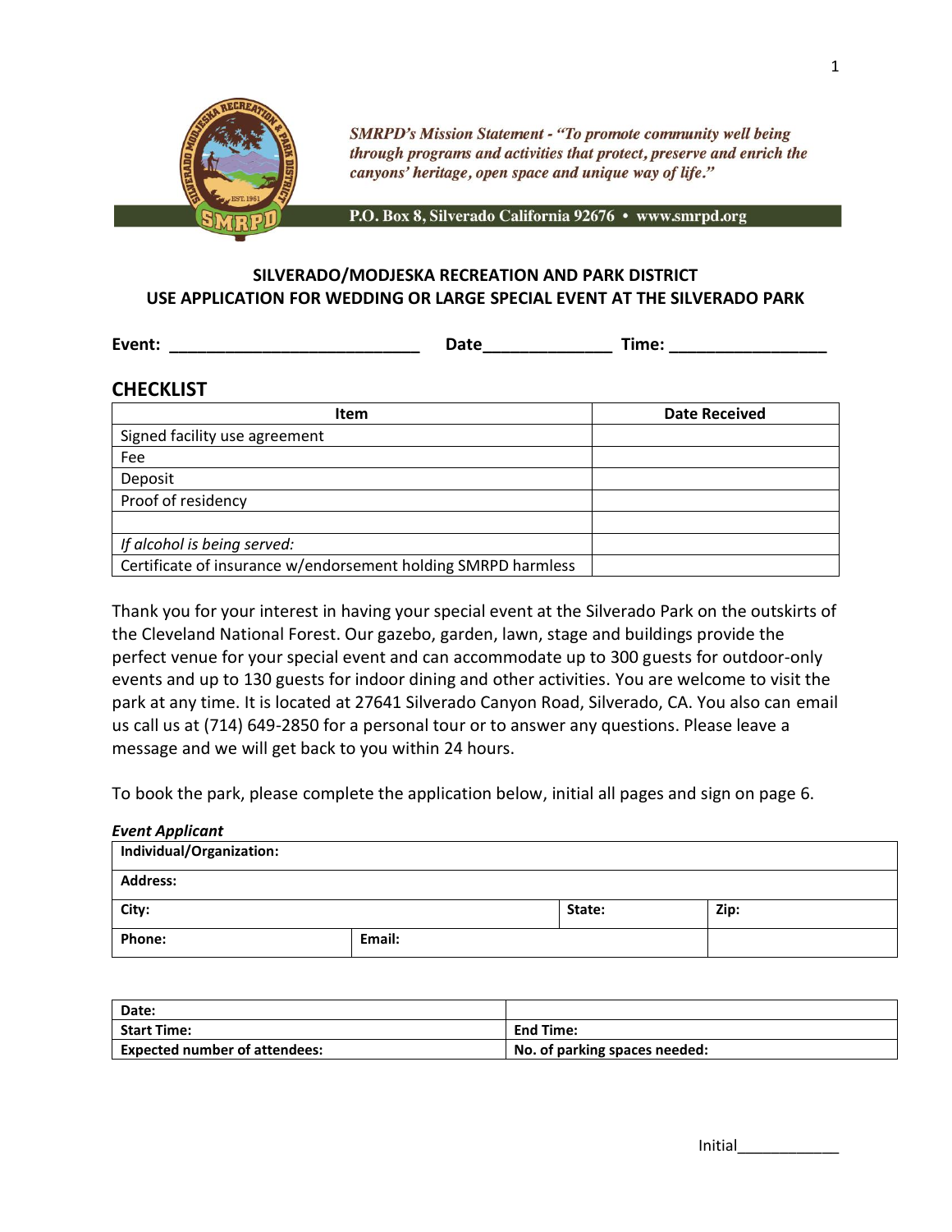*SMRPD's Mission Statement - "To promote community well being through programs and activities that protect, preserve and enrich the canyons' heritage, open space and unique way of life."*

**P.O. Box 8, Silverado California 92676 • www.smrpd.org**

## SILVERADO/MODJESKA RECREATION AND PARK DISTRICT
## USE APPLICATION FOR WEDDING OR LARGE SPECIAL EVENT AT THE SILVERADO PARK

**Event:** ___________________________ **Date**_____________ **Time:** ________________

## CHECKLIST

| Item | Date Received |
|---|---|
| Signed facility use agreement | |
| Fee | |
| Deposit | |
| Proof of residency | |
| | |
| *If alcohol is being served:* | |
| Certificate of insurance w/endorsement holding SMRPD harmless | |

Thank you for your interest in having your special event at the Silverado Park on the outskirts of the Cleveland National Forest. Our gazebo, garden, lawn, stage and buildings provide the perfect venue for your special event and can accommodate up to 300 guests for outdoor-only events and up to 130 guests for indoor dining and other activities. You are welcome to visit the park at any time. It is located at 27641 Silverado Canyon Road, Silverado, CA. You also can email us call us at (714) 649-2850 for a personal tour or to answer any questions. Please leave a message and we will get back to you within 24 hours.

To book the park, please complete the application below, initial all pages and sign on page 6.

***Event Applicant***

| **Individual/Organization:** | | | |
|---|---|---|---|
| **Address:** | | | |
| **City:** | | **State:** | **Zip:** |
| **Phone:** | **Email:** | | |

| **Date:** | |
|---|---|
| **Start Time:** | **End Time:** |
| **Expected number of attendees:** | **No. of parking spaces needed:** |

Initial___________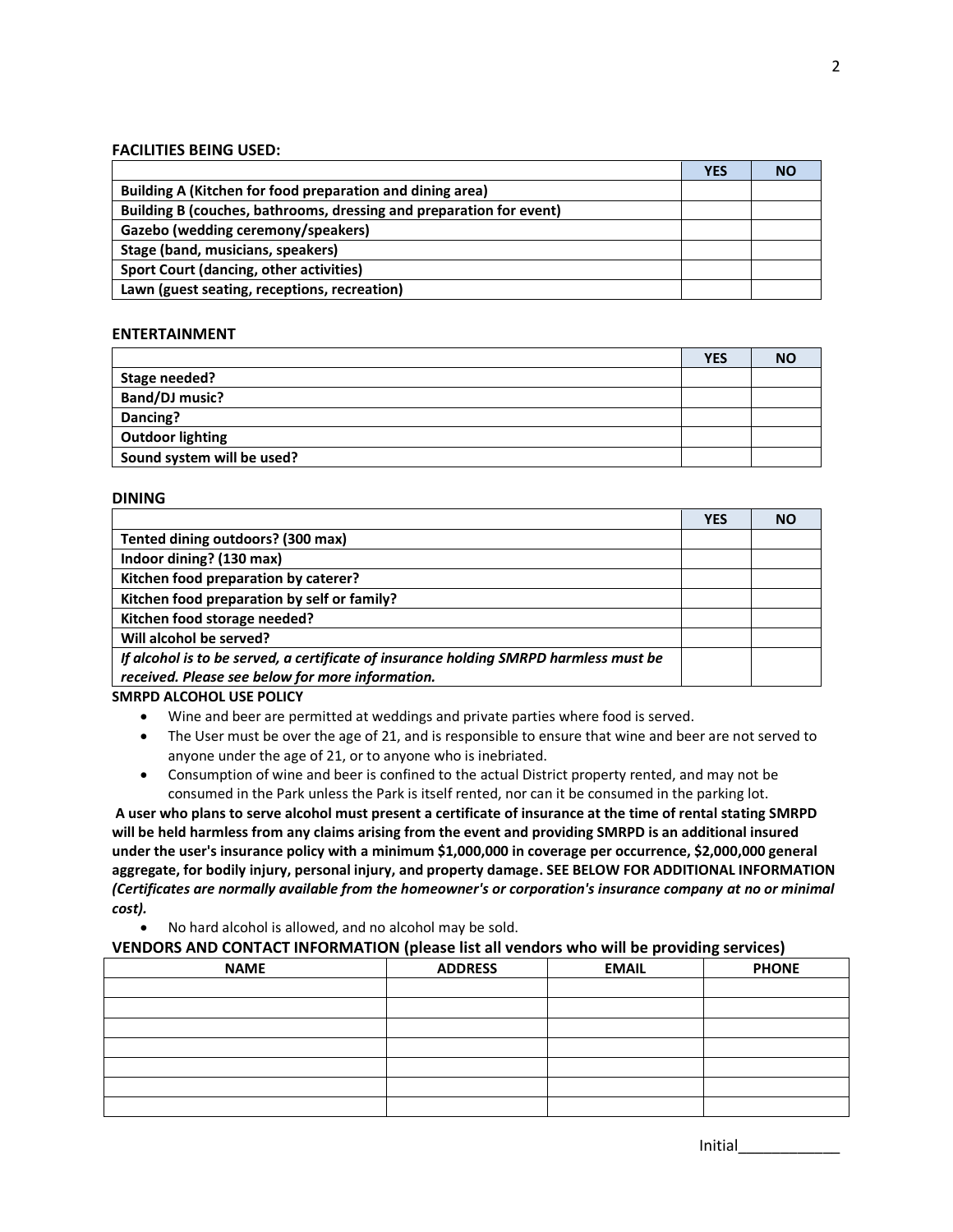**FACILITIES BEING USED:**

| | YES | NO |
|---|---|---|
| **Building A (Kitchen for food preparation and dining area)** | | |
| **Building B (couches, bathrooms, dressing and preparation for event)** | | |
| **Gazebo (wedding ceremony/speakers)** | | |
| **Stage (band, musicians, speakers)** | | |
| **Sport Court (dancing, other activities)** | | |
| **Lawn (guest seating, receptions, recreation)** | | |

**ENTERTAINMENT**

| | YES | NO |
|---|---|---|
| **Stage needed?** | | |
| **Band/DJ music?** | | |
| **Dancing?** | | |
| **Outdoor lighting** | | |
| **Sound system will be used?** | | |

**DINING**

| | YES | NO |
|---|---|---|
| **Tented dining outdoors? (300 max)** | | |
| **Indoor dining? (130 max)** | | |
| **Kitchen food preparation by caterer?** | | |
| **Kitchen food preparation by self or family?** | | |
| **Kitchen food storage needed?** | | |
| **Will alcohol be served?** | | |
| ***If alcohol is to be served, a certificate of insurance holding SMRPD harmless must be received. Please see below for more information.*** | | |

**SMRPD ALCOHOL USE POLICY**

- Wine and beer are permitted at weddings and private parties where food is served.
- The User must be over the age of 21, and is responsible to ensure that wine and beer are not served to anyone under the age of 21, or to anyone who is inebriated.
- Consumption of wine and beer is confined to the actual District property rented, and may not be consumed in the Park unless the Park is itself rented, nor can it be consumed in the parking lot.

**A user who plans to serve alcohol must present a certificate of insurance at the time of rental stating SMRPD will be held harmless from any claims arising from the event and providing SMRPD is an additional insured under the user's insurance policy with a minimum $1,000,000 in coverage per occurrence, $2,000,000 general aggregate, for bodily injury, personal injury, and property damage. SEE BELOW FOR ADDITIONAL INFORMATION** ***(Certificates are normally available from the homeowner's or corporation's insurance company at no or minimal cost).***

- No hard alcohol is allowed, and no alcohol may be sold.

**VENDORS AND CONTACT INFORMATION (please list all vendors who will be providing services)**

| NAME | ADDRESS | EMAIL | PHONE |
|---|---|---|---|
| | | | |
| | | | |
| | | | |
| | | | |
| | | | |
| | | | |
| | | | |

Initial____________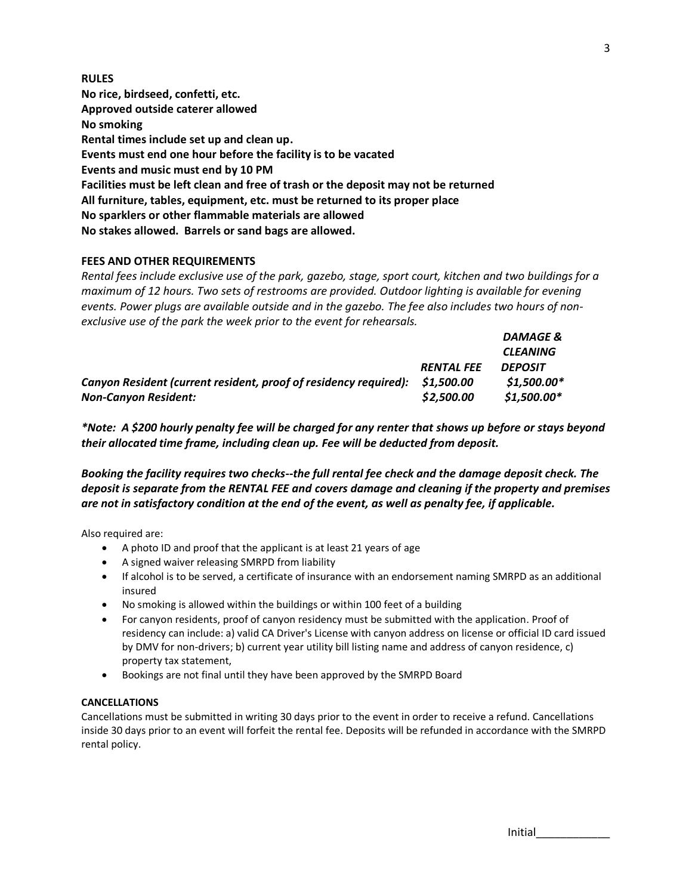**RULES**

**No rice, birdseed, confetti, etc.**
**Approved outside caterer allowed**
**No smoking**
**Rental times include set up and clean up.**
**Events must end one hour before the facility is to be vacated**
**Events and music must end by 10 PM**
**Facilities must be left clean and free of trash or the deposit may not be returned**
**All furniture, tables, equipment, etc. must be returned to its proper place**
**No sparklers or other flammable materials are allowed**
**No stakes allowed. Barrels or sand bags are allowed.**

**FEES AND OTHER REQUIREMENTS**

*Rental fees include exclusive use of the park, gazebo, stage, sport court, kitchen and two buildings for a maximum of 12 hours. Two sets of restrooms are provided. Outdoor lighting is available for evening events. Power plugs are available outside and in the gazebo. The fee also includes two hours of non-exclusive use of the park the week prior to the event for rehearsals.*

| | ***RENTAL FEE*** | ***DAMAGE & CLEANING DEPOSIT*** |
|---|---|---|
| ***Canyon Resident (current resident, proof of residency required):*** | ***$1,500.00*** | ***$1,500.00**** |
| ***Non-Canyon Resident:*** | ***$2,500.00*** | ***$1,500.00**** |

***\*Note: A $200 hourly penalty fee will be charged for any renter that shows up before or stays beyond their allocated time frame, including clean up. Fee will be deducted from deposit.***

***Booking the facility requires two checks--the full rental fee check and the damage deposit check. The deposit is separate from the RENTAL FEE and covers damage and cleaning if the property and premises are not in satisfactory condition at the end of the event, as well as penalty fee, if applicable.***

Also required are:

- A photo ID and proof that the applicant is at least 21 years of age
- A signed waiver releasing SMRPD from liability
- If alcohol is to be served, a certificate of insurance with an endorsement naming SMRPD as an additional insured
- No smoking is allowed within the buildings or within 100 feet of a building
- For canyon residents, proof of canyon residency must be submitted with the application. Proof of residency can include: a) valid CA Driver's License with canyon address on license or official ID card issued by DMV for non-drivers; b) current year utility bill listing name and address of canyon residence, c) property tax statement,
- Bookings are not final until they have been approved by the SMRPD Board

**CANCELLATIONS**

Cancellations must be submitted in writing 30 days prior to the event in order to receive a refund. Cancellations inside 30 days prior to an event will forfeit the rental fee. Deposits will be refunded in accordance with the SMRPD rental policy.

Initial\_\_\_\_\_\_\_\_\_\_\_\_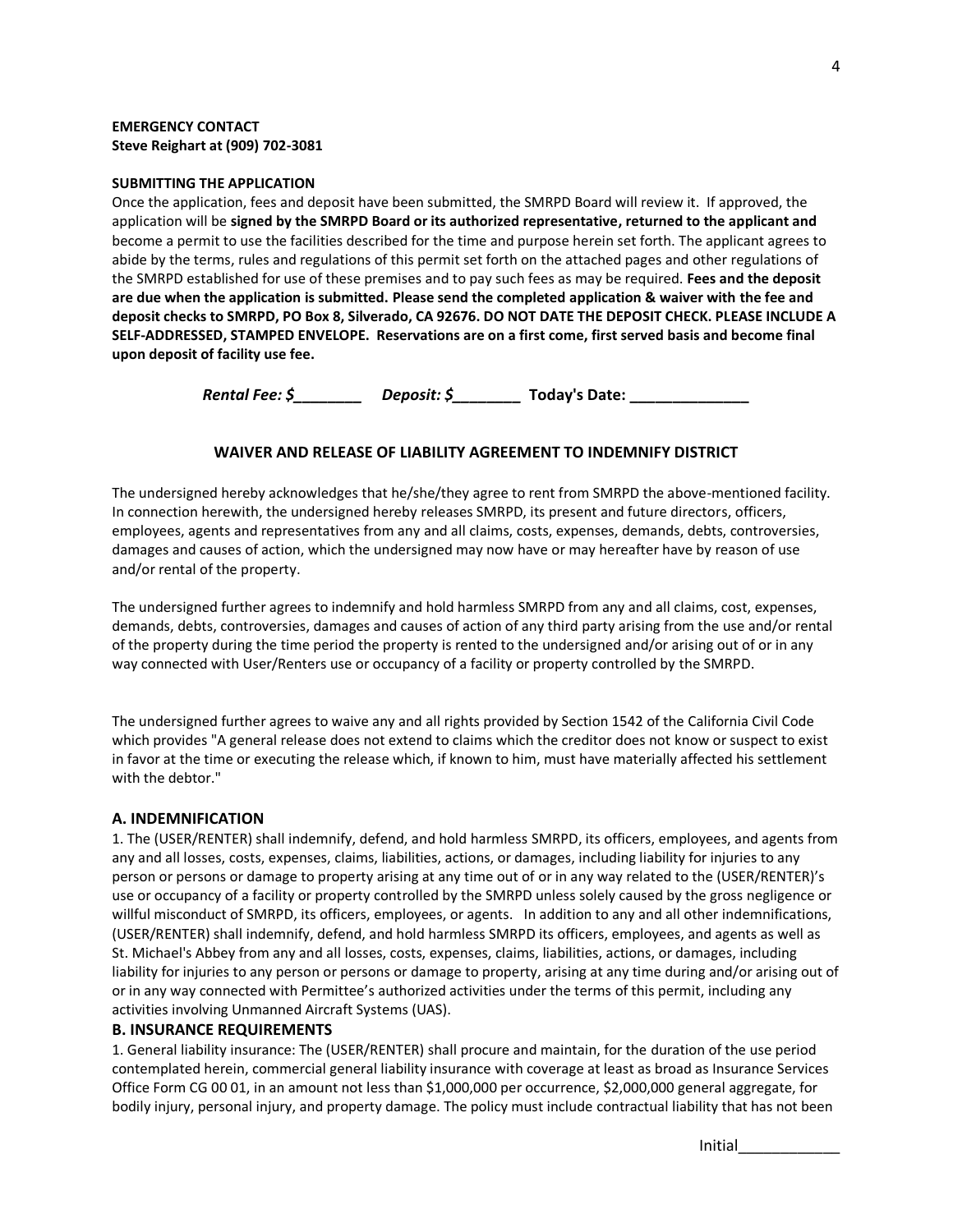**EMERGENCY CONTACT**
**Steve Reighart at (909) 702-3081**

**SUBMITTING THE APPLICATION**

Once the application, fees and deposit have been submitted, the SMRPD Board will review it. If approved, the application will be **signed by the SMRPD Board or its authorized representative, returned to the applicant and** become a permit to use the facilities described for the time and purpose herein set forth. The applicant agrees to abide by the terms, rules and regulations of this permit set forth on the attached pages and other regulations of the SMRPD established for use of these premises and to pay such fees as may be required. **Fees and the deposit are due when the application is submitted. Please send the completed application & waiver with the fee and deposit checks to SMRPD, PO Box 8, Silverado, CA 92676. DO NOT DATE THE DEPOSIT CHECK. PLEASE INCLUDE A SELF-ADDRESSED, STAMPED ENVELOPE. Reservations are on a first come, first served basis and become final upon deposit of facility use fee.**

***Rental Fee: $________*** ***Deposit: $________*** **Today's Date: ______________**

## WAIVER AND RELEASE OF LIABILITY AGREEMENT TO INDEMNIFY DISTRICT

The undersigned hereby acknowledges that he/she/they agree to rent from SMRPD the above-mentioned facility. In connection herewith, the undersigned hereby releases SMRPD, its present and future directors, officers, employees, agents and representatives from any and all claims, costs, expenses, demands, debts, controversies, damages and causes of action, which the undersigned may now have or may hereafter have by reason of use and/or rental of the property.

The undersigned further agrees to indemnify and hold harmless SMRPD from any and all claims, cost, expenses, demands, debts, controversies, damages and causes of action of any third party arising from the use and/or rental of the property during the time period the property is rented to the undersigned and/or arising out of or in any way connected with User/Renters use or occupancy of a facility or property controlled by the SMRPD.

The undersigned further agrees to waive any and all rights provided by Section 1542 of the California Civil Code which provides "A general release does not extend to claims which the creditor does not know or suspect to exist in favor at the time or executing the release which, if known to him, must have materially affected his settlement with the debtor."

### A. INDEMNIFICATION

1. The (USER/RENTER) shall indemnify, defend, and hold harmless SMRPD, its officers, employees, and agents from any and all losses, costs, expenses, claims, liabilities, actions, or damages, including liability for injuries to any person or persons or damage to property arising at any time out of or in any way related to the (USER/RENTER)'s use or occupancy of a facility or property controlled by the SMRPD unless solely caused by the gross negligence or willful misconduct of SMRPD, its officers, employees, or agents. In addition to any and all other indemnifications, (USER/RENTER) shall indemnify, defend, and hold harmless SMRPD its officers, employees, and agents as well as St. Michael's Abbey from any and all losses, costs, expenses, claims, liabilities, actions, or damages, including liability for injuries to any person or persons or damage to property, arising at any time during and/or arising out of or in any way connected with Permittee's authorized activities under the terms of this permit, including any activities involving Unmanned Aircraft Systems (UAS).

### B. INSURANCE REQUIREMENTS

1. General liability insurance: The (USER/RENTER) shall procure and maintain, for the duration of the use period contemplated herein, commercial general liability insurance with coverage at least as broad as Insurance Services Office Form CG 00 01, in an amount not less than $1,000,000 per occurrence, $2,000,000 general aggregate, for bodily injury, personal injury, and property damage. The policy must include contractual liability that has not been

Initial____________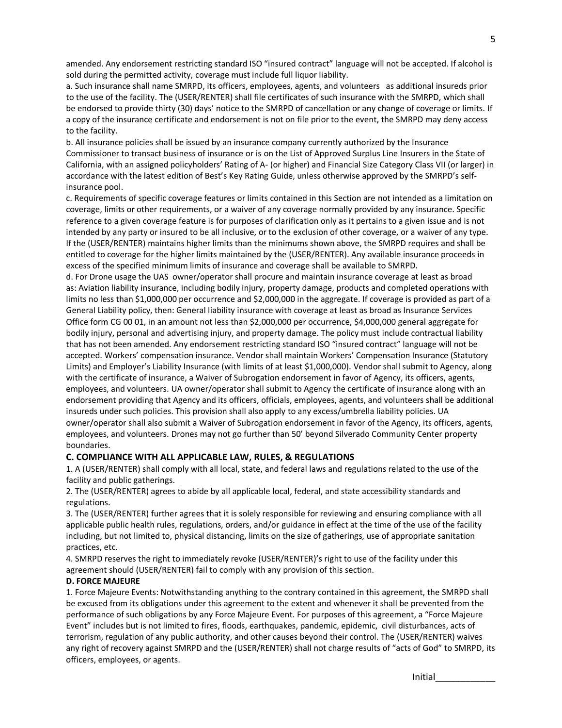amended. Any endorsement restricting standard ISO "insured contract" language will not be accepted. If alcohol is sold during the permitted activity, coverage must include full liquor liability.

a. Such insurance shall name SMRPD, its officers, employees, agents, and volunteers as additional insureds prior to the use of the facility. The (USER/RENTER) shall file certificates of such insurance with the SMRPD, which shall be endorsed to provide thirty (30) days' notice to the SMRPD of cancellation or any change of coverage or limits. If a copy of the insurance certificate and endorsement is not on file prior to the event, the SMRPD may deny access to the facility.

b. All insurance policies shall be issued by an insurance company currently authorized by the Insurance Commissioner to transact business of insurance or is on the List of Approved Surplus Line Insurers in the State of California, with an assigned policyholders' Rating of A- (or higher) and Financial Size Category Class VII (or larger) in accordance with the latest edition of Best's Key Rating Guide, unless otherwise approved by the SMRPD's self-insurance pool.

c. Requirements of specific coverage features or limits contained in this Section are not intended as a limitation on coverage, limits or other requirements, or a waiver of any coverage normally provided by any insurance. Specific reference to a given coverage feature is for purposes of clarification only as it pertains to a given issue and is not intended by any party or insured to be all inclusive, or to the exclusion of other coverage, or a waiver of any type. If the (USER/RENTER) maintains higher limits than the minimums shown above, the SMRPD requires and shall be entitled to coverage for the higher limits maintained by the (USER/RENTER). Any available insurance proceeds in excess of the specified minimum limits of insurance and coverage shall be available to SMRPD.

d. For Drone usage the UAS owner/operator shall procure and maintain insurance coverage at least as broad as: Aviation liability insurance, including bodily injury, property damage, products and completed operations with limits no less than $1,000,000 per occurrence and $2,000,000 in the aggregate. If coverage is provided as part of a General Liability policy, then: General liability insurance with coverage at least as broad as Insurance Services Office form CG 00 01, in an amount not less than $2,000,000 per occurrence, $4,000,000 general aggregate for bodily injury, personal and advertising injury, and property damage. The policy must include contractual liability that has not been amended. Any endorsement restricting standard ISO "insured contract" language will not be accepted. Workers' compensation insurance. Vendor shall maintain Workers' Compensation Insurance (Statutory Limits) and Employer's Liability Insurance (with limits of at least $1,000,000). Vendor shall submit to Agency, along with the certificate of insurance, a Waiver of Subrogation endorsement in favor of Agency, its officers, agents, employees, and volunteers. UA owner/operator shall submit to Agency the certificate of insurance along with an endorsement providing that Agency and its officers, officials, employees, agents, and volunteers shall be additional insureds under such policies. This provision shall also apply to any excess/umbrella liability policies. UA owner/operator shall also submit a Waiver of Subrogation endorsement in favor of the Agency, its officers, agents, employees, and volunteers. Drones may not go further than 50' beyond Silverado Community Center property boundaries.

### C. COMPLIANCE WITH ALL APPLICABLE LAW, RULES, & REGULATIONS

1. A (USER/RENTER) shall comply with all local, state, and federal laws and regulations related to the use of the facility and public gatherings.
2. The (USER/RENTER) agrees to abide by all applicable local, federal, and state accessibility standards and regulations.
3. The (USER/RENTER) further agrees that it is solely responsible for reviewing and ensuring compliance with all applicable public health rules, regulations, orders, and/or guidance in effect at the time of the use of the facility including, but not limited to, physical distancing, limits on the size of gatherings, use of appropriate sanitation practices, etc.
4. SMRPD reserves the right to immediately revoke (USER/RENTER)'s right to use of the facility under this agreement should (USER/RENTER) fail to comply with any provision of this section.

### D. FORCE MAJEURE

1. Force Majeure Events: Notwithstanding anything to the contrary contained in this agreement, the SMRPD shall be excused from its obligations under this agreement to the extent and whenever it shall be prevented from the performance of such obligations by any Force Majeure Event. For purposes of this agreement, a "Force Majeure Event" includes but is not limited to fires, floods, earthquakes, pandemic, epidemic, civil disturbances, acts of terrorism, regulation of any public authority, and other causes beyond their control. The (USER/RENTER) waives any right of recovery against SMRPD and the (USER/RENTER) shall not charge results of "acts of God" to SMRPD, its officers, employees, or agents.

Initial____________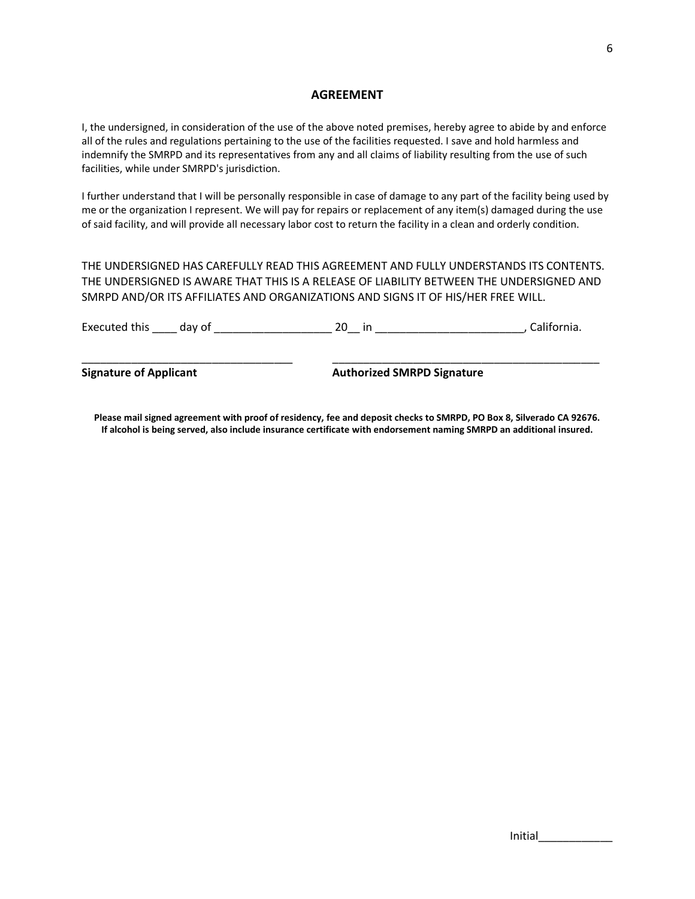## AGREEMENT

I, the undersigned, in consideration of the use of the above noted premises, hereby agree to abide by and enforce all of the rules and regulations pertaining to the use of the facilities requested. I save and hold harmless and indemnify the SMRPD and its representatives from any and all claims of liability resulting from the use of such facilities, while under SMRPD's jurisdiction.

I further understand that I will be personally responsible in case of damage to any part of the facility being used by me or the organization I represent. We will pay for repairs or replacement of any item(s) damaged during the use of said facility, and will provide all necessary labor cost to return the facility in a clean and orderly condition.

THE UNDERSIGNED HAS CAREFULLY READ THIS AGREEMENT AND FULLY UNDERSTANDS ITS CONTENTS. THE UNDERSIGNED IS AWARE THAT THIS IS A RELEASE OF LIABILITY BETWEEN THE UNDERSIGNED AND SMRPD AND/OR ITS AFFILIATES AND ORGANIZATIONS AND SIGNS IT OF HIS/HER FREE WILL.

Executed this ____ day of ___________________ 20__ in ________________________, California.

__________________________________ ____________________________________________

**Signature of Applicant** **Authorized SMRPD Signature**

**Please mail signed agreement with proof of residency, fee and deposit checks to SMRPD, PO Box 8, Silverado CA 92676. If alcohol is being served, also include insurance certificate with endorsement naming SMRPD an additional insured.**

Initial___________